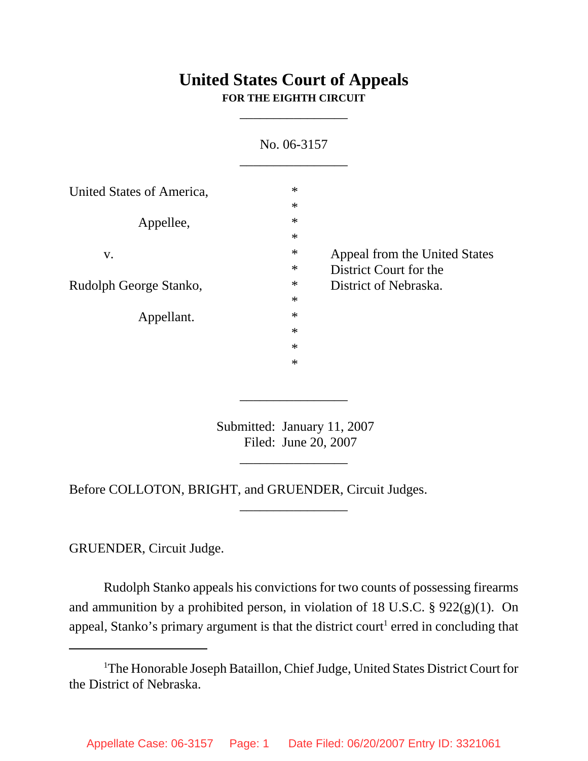# United States Court of Appeals
**FOR THE EIGHTH CIRCUIT**

---

No. 06-3157

---

| | | |
|---|---|---|
| United States of America, | * | |
| | * | |
| Appellee, | * | |
| | * | |
| v. | * | Appeal from the United States |
| | * | District Court for the |
| Rudolph George Stanko, | * | District of Nebraska. |
| | * | |
| Appellant. | * | |
| | * | |
| | * | |
| | * | |

---

Submitted: January 11, 2007
Filed: June 20, 2007

---

Before COLLOTON, BRIGHT, and GRUENDER, Circuit Judges.

---

GRUENDER, Circuit Judge.

Rudolph Stanko appeals his convictions for two counts of possessing firearms and ammunition by a prohibited person, in violation of 18 U.S.C. § 922(g)(1). On appeal, Stanko's primary argument is that the district court[1] erred in concluding that

---

[1]The Honorable Joseph Bataillon, Chief Judge, United States District Court for the District of Nebraska.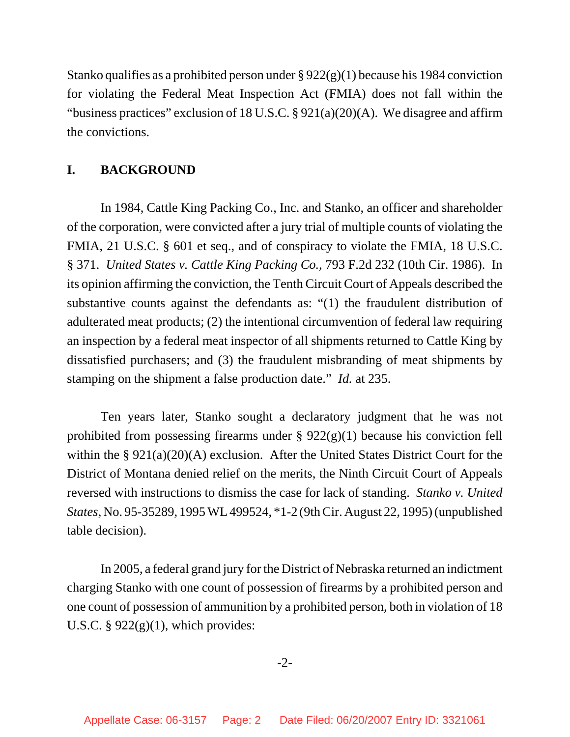Stanko qualifies as a prohibited person under § 922(g)(1) because his 1984 conviction for violating the Federal Meat Inspection Act (FMIA) does not fall within the "business practices" exclusion of 18 U.S.C. § 921(a)(20)(A). We disagree and affirm the convictions.

## I. BACKGROUND

In 1984, Cattle King Packing Co., Inc. and Stanko, an officer and shareholder of the corporation, were convicted after a jury trial of multiple counts of violating the FMIA, 21 U.S.C. § 601 et seq., and of conspiracy to violate the FMIA, 18 U.S.C. § 371. *United States v. Cattle King Packing Co.*, 793 F.2d 232 (10th Cir. 1986). In its opinion affirming the conviction, the Tenth Circuit Court of Appeals described the substantive counts against the defendants as: "(1) the fraudulent distribution of adulterated meat products; (2) the intentional circumvention of federal law requiring an inspection by a federal meat inspector of all shipments returned to Cattle King by dissatisfied purchasers; and (3) the fraudulent misbranding of meat shipments by stamping on the shipment a false production date." *Id.* at 235.

Ten years later, Stanko sought a declaratory judgment that he was not prohibited from possessing firearms under § 922(g)(1) because his conviction fell within the § 921(a)(20)(A) exclusion. After the United States District Court for the District of Montana denied relief on the merits, the Ninth Circuit Court of Appeals reversed with instructions to dismiss the case for lack of standing. *Stanko v. United States*, No. 95-35289, 1995 WL 499524, *1-2 (9th Cir. August 22, 1995) (unpublished table decision).

In 2005, a federal grand jury for the District of Nebraska returned an indictment charging Stanko with one count of possession of firearms by a prohibited person and one count of possession of ammunition by a prohibited person, both in violation of 18 U.S.C. § 922(g)(1), which provides: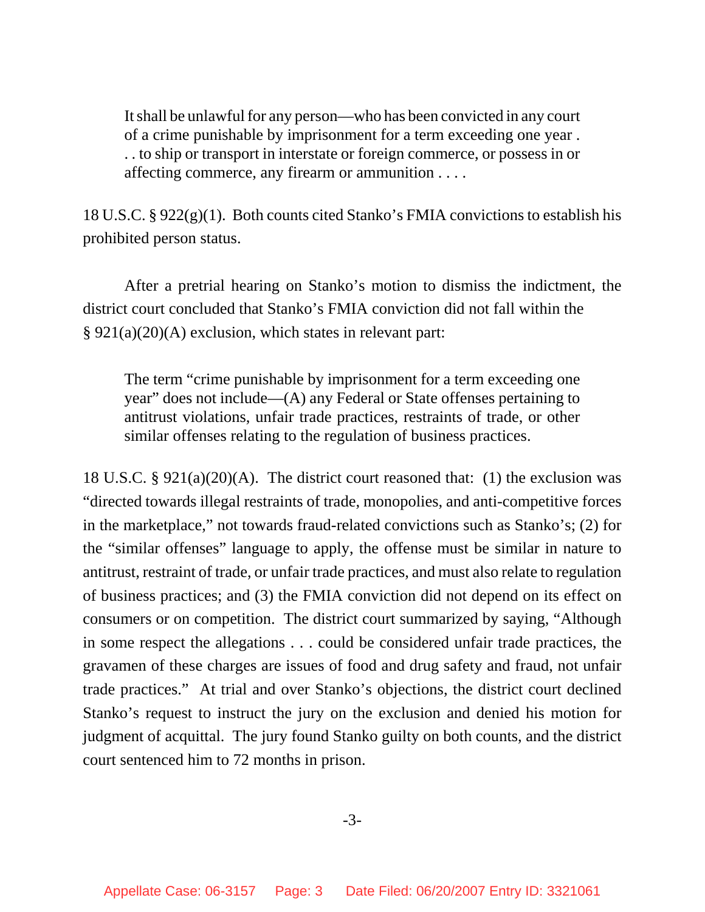> It shall be unlawful for any person—who has been convicted in any court of a crime punishable by imprisonment for a term exceeding one year . . . to ship or transport in interstate or foreign commerce, or possess in or affecting commerce, any firearm or ammunition . . . .

18 U.S.C. § 922(g)(1). Both counts cited Stanko's FMIA convictions to establish his prohibited person status.

After a pretrial hearing on Stanko's motion to dismiss the indictment, the district court concluded that Stanko's FMIA conviction did not fall within the § 921(a)(20)(A) exclusion, which states in relevant part:

> The term "crime punishable by imprisonment for a term exceeding one year" does not include—(A) any Federal or State offenses pertaining to antitrust violations, unfair trade practices, restraints of trade, or other similar offenses relating to the regulation of business practices.

18 U.S.C. § 921(a)(20)(A). The district court reasoned that: (1) the exclusion was "directed towards illegal restraints of trade, monopolies, and anti-competitive forces in the marketplace," not towards fraud-related convictions such as Stanko's; (2) for the "similar offenses" language to apply, the offense must be similar in nature to antitrust, restraint of trade, or unfair trade practices, and must also relate to regulation of business practices; and (3) the FMIA conviction did not depend on its effect on consumers or on competition. The district court summarized by saying, "Although in some respect the allegations . . . could be considered unfair trade practices, the gravamen of these charges are issues of food and drug safety and fraud, not unfair trade practices." At trial and over Stanko's objections, the district court declined Stanko's request to instruct the jury on the exclusion and denied his motion for judgment of acquittal. The jury found Stanko guilty on both counts, and the district court sentenced him to 72 months in prison.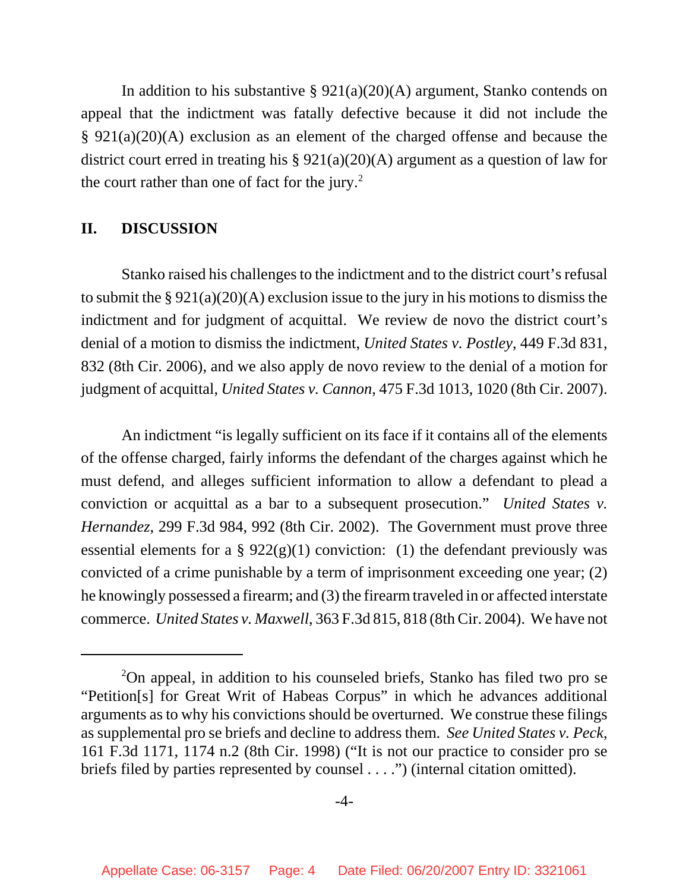In addition to his substantive § 921(a)(20)(A) argument, Stanko contends on appeal that the indictment was fatally defective because it did not include the § 921(a)(20)(A) exclusion as an element of the charged offense and because the district court erred in treating his § 921(a)(20)(A) argument as a question of law for the court rather than one of fact for the jury.[2]

## II. DISCUSSION

Stanko raised his challenges to the indictment and to the district court's refusal to submit the § 921(a)(20)(A) exclusion issue to the jury in his motions to dismiss the indictment and for judgment of acquittal. We review de novo the district court's denial of a motion to dismiss the indictment, *United States v. Postley*, 449 F.3d 831, 832 (8th Cir. 2006), and we also apply de novo review to the denial of a motion for judgment of acquittal, *United States v. Cannon*, 475 F.3d 1013, 1020 (8th Cir. 2007).

An indictment "is legally sufficient on its face if it contains all of the elements of the offense charged, fairly informs the defendant of the charges against which he must defend, and alleges sufficient information to allow a defendant to plead a conviction or acquittal as a bar to a subsequent prosecution." *United States v. Hernandez*, 299 F.3d 984, 992 (8th Cir. 2002). The Government must prove three essential elements for a § 922(g)(1) conviction: (1) the defendant previously was convicted of a crime punishable by a term of imprisonment exceeding one year; (2) he knowingly possessed a firearm; and (3) the firearm traveled in or affected interstate commerce. *United States v. Maxwell*, 363 F.3d 815, 818 (8th Cir. 2004). We have not

---

[2]On appeal, in addition to his counseled briefs, Stanko has filed two pro se "Petition[s] for Great Writ of Habeas Corpus" in which he advances additional arguments as to why his convictions should be overturned. We construe these filings as supplemental pro se briefs and decline to address them. *See United States v. Peck*, 161 F.3d 1171, 1174 n.2 (8th Cir. 1998) ("It is not our practice to consider pro se briefs filed by parties represented by counsel . . . .") (internal citation omitted).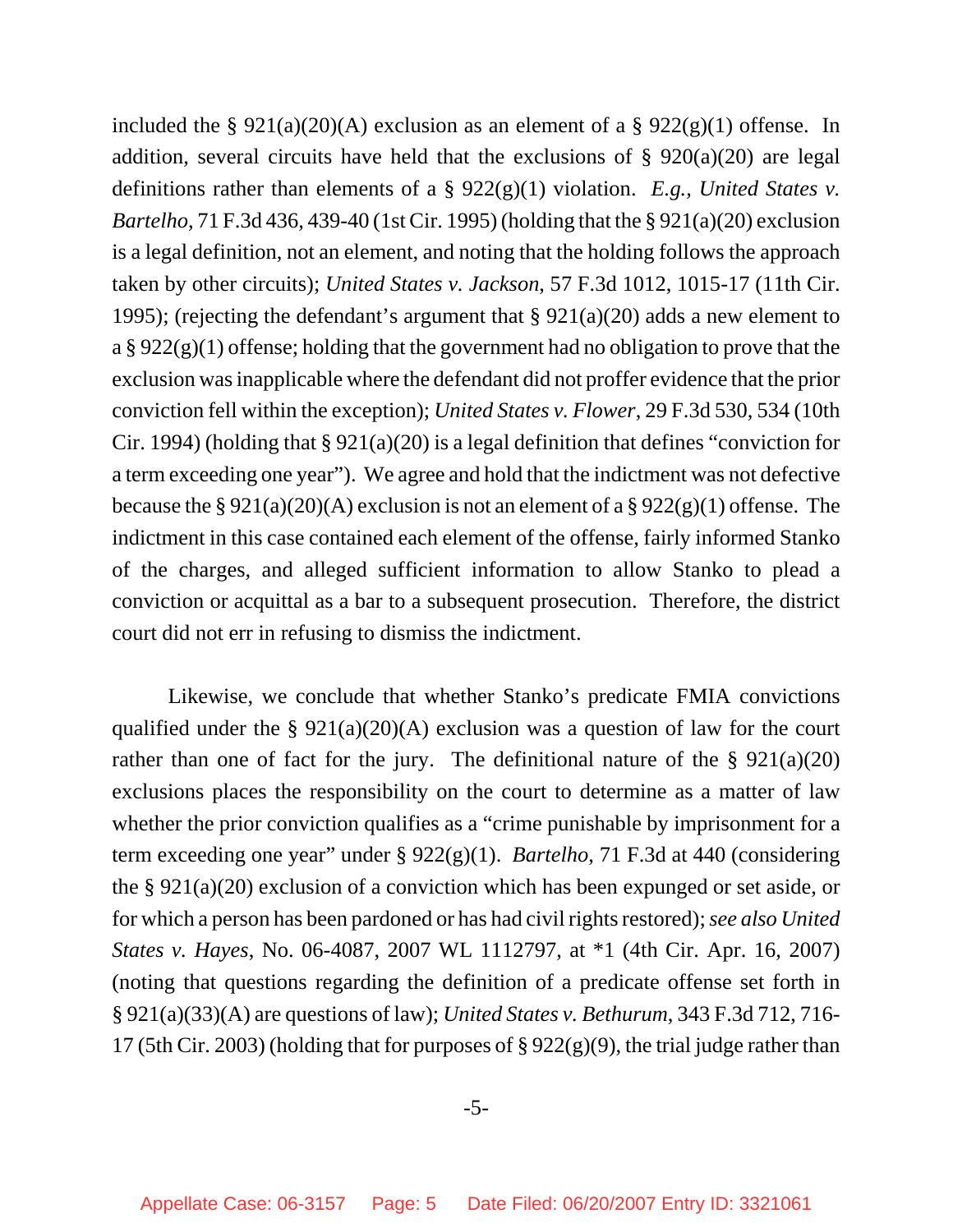included the § 921(a)(20)(A) exclusion as an element of a § 922(g)(1) offense. In addition, several circuits have held that the exclusions of § 920(a)(20) are legal definitions rather than elements of a § 922(g)(1) violation. *E.g., United States v. Bartelho*, 71 F.3d 436, 439-40 (1st Cir. 1995) (holding that the § 921(a)(20) exclusion is a legal definition, not an element, and noting that the holding follows the approach taken by other circuits); *United States v. Jackson*, 57 F.3d 1012, 1015-17 (11th Cir. 1995); (rejecting the defendant's argument that § 921(a)(20) adds a new element to a § 922(g)(1) offense; holding that the government had no obligation to prove that the exclusion was inapplicable where the defendant did not proffer evidence that the prior conviction fell within the exception); *United States v. Flower*, 29 F.3d 530, 534 (10th Cir. 1994) (holding that § 921(a)(20) is a legal definition that defines "conviction for a term exceeding one year"). We agree and hold that the indictment was not defective because the § 921(a)(20)(A) exclusion is not an element of a § 922(g)(1) offense. The indictment in this case contained each element of the offense, fairly informed Stanko of the charges, and alleged sufficient information to allow Stanko to plead a conviction or acquittal as a bar to a subsequent prosecution. Therefore, the district court did not err in refusing to dismiss the indictment.

Likewise, we conclude that whether Stanko's predicate FMIA convictions qualified under the § 921(a)(20)(A) exclusion was a question of law for the court rather than one of fact for the jury. The definitional nature of the § 921(a)(20) exclusions places the responsibility on the court to determine as a matter of law whether the prior conviction qualifies as a "crime punishable by imprisonment for a term exceeding one year" under § 922(g)(1). *Bartelho*, 71 F.3d at 440 (considering the § 921(a)(20) exclusion of a conviction which has been expunged or set aside, or for which a person has been pardoned or has had civil rights restored); *see also United States v. Hayes*, No. 06-4087, 2007 WL 1112797, at *1 (4th Cir. Apr. 16, 2007) (noting that questions regarding the definition of a predicate offense set forth in § 921(a)(33)(A) are questions of law); *United States v. Bethurum*, 343 F.3d 712, 716-17 (5th Cir. 2003) (holding that for purposes of § 922(g)(9), the trial judge rather than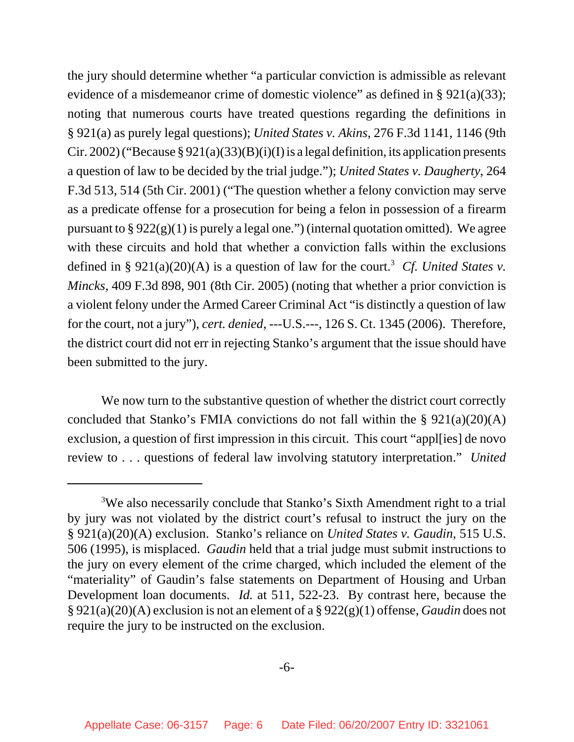the jury should determine whether "a particular conviction is admissible as relevant evidence of a misdemeanor crime of domestic violence" as defined in § 921(a)(33); noting that numerous courts have treated questions regarding the definitions in § 921(a) as purely legal questions); *United States v. Akins*, 276 F.3d 1141, 1146 (9th Cir. 2002) ("Because § 921(a)(33)(B)(i)(I) is a legal definition, its application presents a question of law to be decided by the trial judge."); *United States v. Daugherty*, 264 F.3d 513, 514 (5th Cir. 2001) ("The question whether a felony conviction may serve as a predicate offense for a prosecution for being a felon in possession of a firearm pursuant to § 922(g)(1) is purely a legal one.") (internal quotation omitted). We agree with these circuits and hold that whether a conviction falls within the exclusions defined in § 921(a)(20)(A) is a question of law for the court.[3] *Cf. United States v. Mincks*, 409 F.3d 898, 901 (8th Cir. 2005) (noting that whether a prior conviction is a violent felony under the Armed Career Criminal Act "is distinctly a question of law for the court, not a jury"), *cert. denied*, ---U.S.---, 126 S. Ct. 1345 (2006). Therefore, the district court did not err in rejecting Stanko's argument that the issue should have been submitted to the jury.

We now turn to the substantive question of whether the district court correctly concluded that Stanko's FMIA convictions do not fall within the § 921(a)(20)(A) exclusion, a question of first impression in this circuit. This court "appl[ies] de novo review to . . . questions of federal law involving statutory interpretation." *United*

---

[3]We also necessarily conclude that Stanko's Sixth Amendment right to a trial by jury was not violated by the district court's refusal to instruct the jury on the § 921(a)(20)(A) exclusion. Stanko's reliance on *United States v. Gaudin*, 515 U.S. 506 (1995), is misplaced. *Gaudin* held that a trial judge must submit instructions to the jury on every element of the crime charged, which included the element of the "materiality" of Gaudin's false statements on Department of Housing and Urban Development loan documents. *Id.* at 511, 522-23. By contrast here, because the § 921(a)(20)(A) exclusion is not an element of a § 922(g)(1) offense, *Gaudin* does not require the jury to be instructed on the exclusion.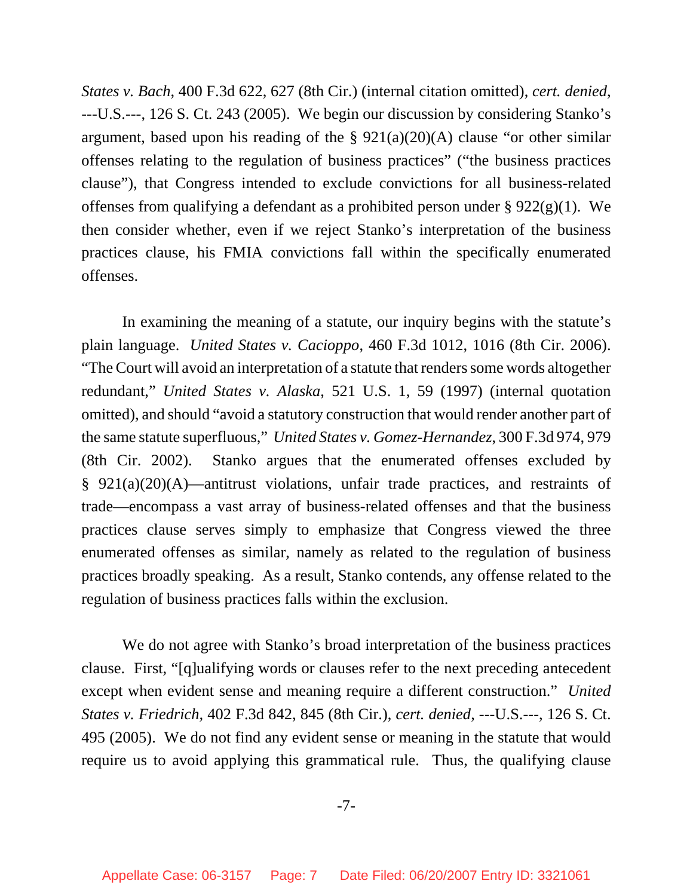*States v. Bach*, 400 F.3d 622, 627 (8th Cir.) (internal citation omitted), *cert. denied*, ---U.S.---, 126 S. Ct. 243 (2005). We begin our discussion by considering Stanko's argument, based upon his reading of the § 921(a)(20)(A) clause "or other similar offenses relating to the regulation of business practices" ("the business practices clause"), that Congress intended to exclude convictions for all business-related offenses from qualifying a defendant as a prohibited person under § 922(g)(1). We then consider whether, even if we reject Stanko's interpretation of the business practices clause, his FMIA convictions fall within the specifically enumerated offenses.

In examining the meaning of a statute, our inquiry begins with the statute's plain language. *United States v. Cacioppo*, 460 F.3d 1012, 1016 (8th Cir. 2006). "The Court will avoid an interpretation of a statute that renders some words altogether redundant," *United States v. Alaska*, 521 U.S. 1, 59 (1997) (internal quotation omitted), and should "avoid a statutory construction that would render another part of the same statute superfluous," *United States v. Gomez-Hernandez*, 300 F.3d 974, 979 (8th Cir. 2002). Stanko argues that the enumerated offenses excluded by § 921(a)(20)(A)—antitrust violations, unfair trade practices, and restraints of trade—encompass a vast array of business-related offenses and that the business practices clause serves simply to emphasize that Congress viewed the three enumerated offenses as similar, namely as related to the regulation of business practices broadly speaking. As a result, Stanko contends, any offense related to the regulation of business practices falls within the exclusion.

We do not agree with Stanko's broad interpretation of the business practices clause. First, "[q]ualifying words or clauses refer to the next preceding antecedent except when evident sense and meaning require a different construction." *United States v. Friedrich*, 402 F.3d 842, 845 (8th Cir.), *cert. denied*, ---U.S.---, 126 S. Ct. 495 (2005). We do not find any evident sense or meaning in the statute that would require us to avoid applying this grammatical rule. Thus, the qualifying clause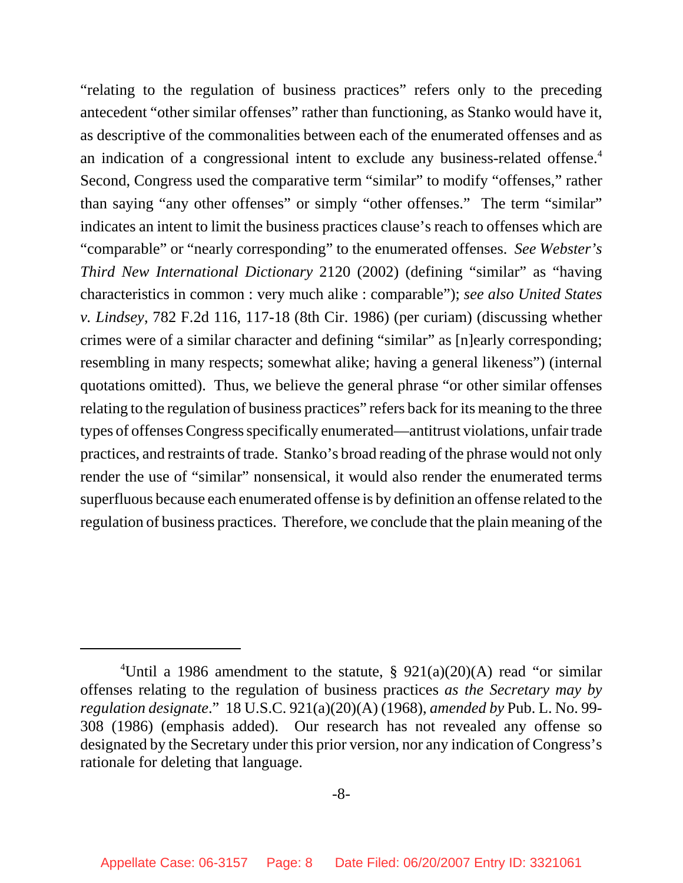"relating to the regulation of business practices" refers only to the preceding antecedent "other similar offenses" rather than functioning, as Stanko would have it, as descriptive of the commonalities between each of the enumerated offenses and as an indication of a congressional intent to exclude any business-related offense.[4] Second, Congress used the comparative term "similar" to modify "offenses," rather than saying "any other offenses" or simply "other offenses." The term "similar" indicates an intent to limit the business practices clause's reach to offenses which are "comparable" or "nearly corresponding" to the enumerated offenses. *See Webster's Third New International Dictionary* 2120 (2002) (defining "similar" as "having characteristics in common : very much alike : comparable"); *see also United States v. Lindsey*, 782 F.2d 116, 117-18 (8th Cir. 1986) (per curiam) (discussing whether crimes were of a similar character and defining "similar" as [n]early corresponding; resembling in many respects; somewhat alike; having a general likeness") (internal quotations omitted). Thus, we believe the general phrase "or other similar offenses relating to the regulation of business practices" refers back for its meaning to the three types of offenses Congress specifically enumerated—antitrust violations, unfair trade practices, and restraints of trade. Stanko's broad reading of the phrase would not only render the use of "similar" nonsensical, it would also render the enumerated terms superfluous because each enumerated offense is by definition an offense related to the regulation of business practices. Therefore, we conclude that the plain meaning of the

---

[4]Until a 1986 amendment to the statute, § 921(a)(20)(A) read "or similar offenses relating to the regulation of business practices *as the Secretary may by regulation designate*." 18 U.S.C. 921(a)(20)(A) (1968), *amended by* Pub. L. No. 99-308 (1986) (emphasis added). Our research has not revealed any offense so designated by the Secretary under this prior version, nor any indication of Congress's rationale for deleting that language.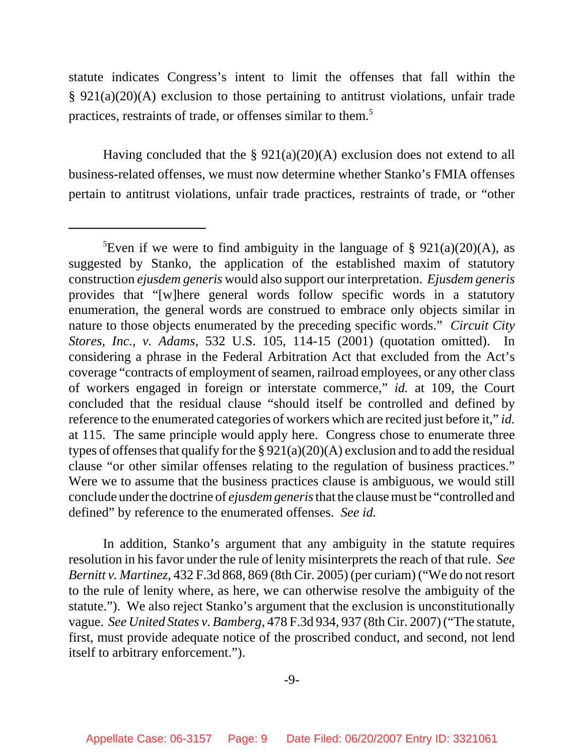statute indicates Congress's intent to limit the offenses that fall within the § 921(a)(20)(A) exclusion to those pertaining to antitrust violations, unfair trade practices, restraints of trade, or offenses similar to them.[5]

Having concluded that the § 921(a)(20)(A) exclusion does not extend to all business-related offenses, we must now determine whether Stanko's FMIA offenses pertain to antitrust violations, unfair trade practices, restraints of trade, or "other

---

[5]Even if we were to find ambiguity in the language of § 921(a)(20)(A), as suggested by Stanko, the application of the established maxim of statutory construction *ejusdem generis* would also support our interpretation. *Ejusdem generis* provides that "[w]here general words follow specific words in a statutory enumeration, the general words are construed to embrace only objects similar in nature to those objects enumerated by the preceding specific words." *Circuit City Stores, Inc., v. Adams*, 532 U.S. 105, 114-15 (2001) (quotation omitted). In considering a phrase in the Federal Arbitration Act that excluded from the Act's coverage "contracts of employment of seamen, railroad employees, or any other class of workers engaged in foreign or interstate commerce," *id.* at 109, the Court concluded that the residual clause "should itself be controlled and defined by reference to the enumerated categories of workers which are recited just before it," *id.* at 115. The same principle would apply here. Congress chose to enumerate three types of offenses that qualify for the § 921(a)(20)(A) exclusion and to add the residual clause "or other similar offenses relating to the regulation of business practices." Were we to assume that the business practices clause is ambiguous, we would still conclude under the doctrine of *ejusdem generis* that the clause must be "controlled and defined" by reference to the enumerated offenses. *See id.*

In addition, Stanko's argument that any ambiguity in the statute requires resolution in his favor under the rule of lenity misinterprets the reach of that rule. *See Bernitt v. Martinez*, 432 F.3d 868, 869 (8th Cir. 2005) (per curiam) ("We do not resort to the rule of lenity where, as here, we can otherwise resolve the ambiguity of the statute."). We also reject Stanko's argument that the exclusion is unconstitutionally vague. *See United States v. Bamberg*, 478 F.3d 934, 937 (8th Cir. 2007) ("The statute, first, must provide adequate notice of the proscribed conduct, and second, not lend itself to arbitrary enforcement.").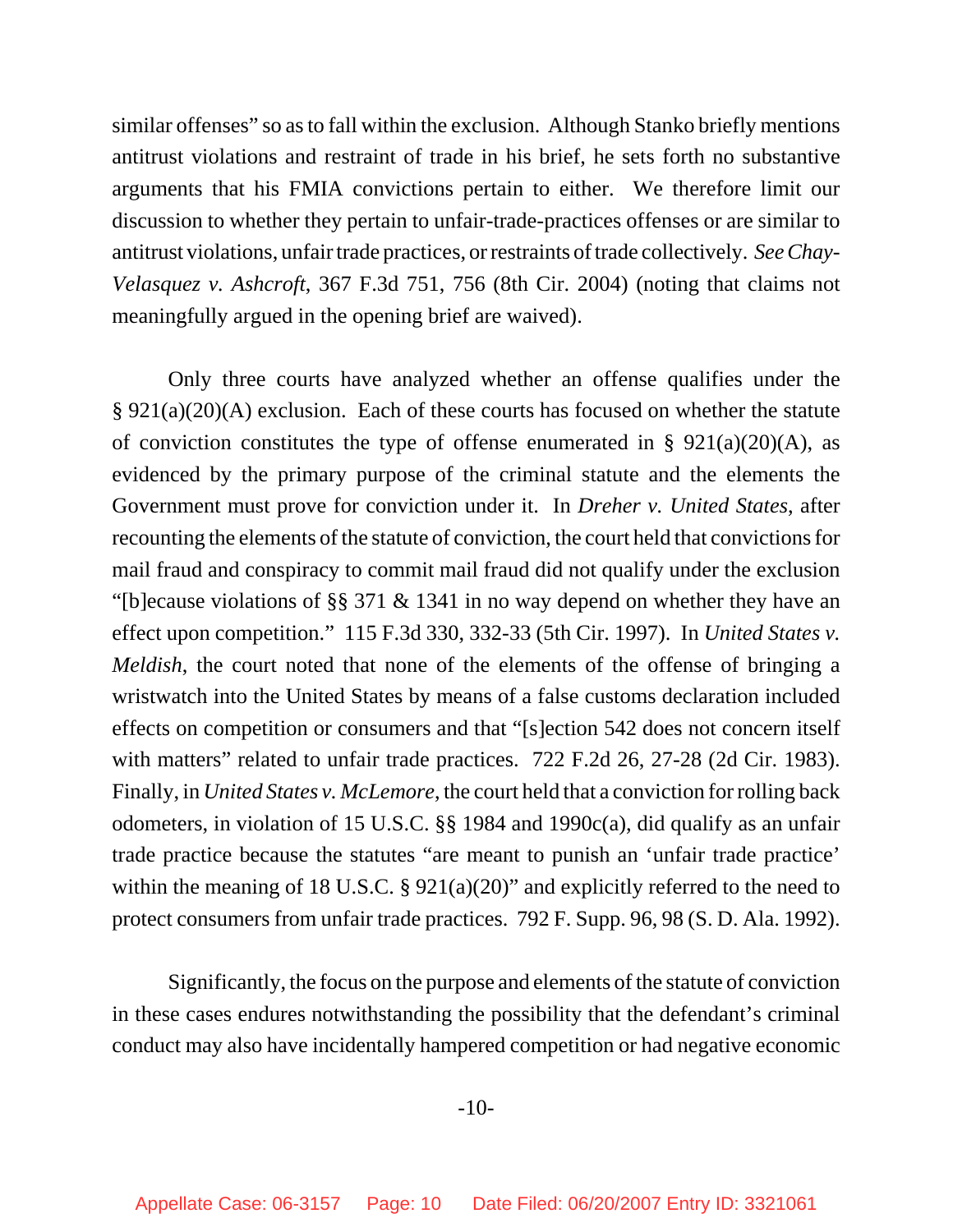similar offenses" so as to fall within the exclusion. Although Stanko briefly mentions antitrust violations and restraint of trade in his brief, he sets forth no substantive arguments that his FMIA convictions pertain to either. We therefore limit our discussion to whether they pertain to unfair-trade-practices offenses or are similar to antitrust violations, unfair trade practices, or restraints of trade collectively. *See Chay-Velasquez v. Ashcroft*, 367 F.3d 751, 756 (8th Cir. 2004) (noting that claims not meaningfully argued in the opening brief are waived).

Only three courts have analyzed whether an offense qualifies under the § 921(a)(20)(A) exclusion. Each of these courts has focused on whether the statute of conviction constitutes the type of offense enumerated in § 921(a)(20)(A), as evidenced by the primary purpose of the criminal statute and the elements the Government must prove for conviction under it. In *Dreher v. United States*, after recounting the elements of the statute of conviction, the court held that convictions for mail fraud and conspiracy to commit mail fraud did not qualify under the exclusion "[b]ecause violations of §§ 371 & 1341 in no way depend on whether they have an effect upon competition." 115 F.3d 330, 332-33 (5th Cir. 1997). In *United States v. Meldish*, the court noted that none of the elements of the offense of bringing a wristwatch into the United States by means of a false customs declaration included effects on competition or consumers and that "[s]ection 542 does not concern itself with matters" related to unfair trade practices. 722 F.2d 26, 27-28 (2d Cir. 1983). Finally, in *United States v. McLemore*, the court held that a conviction for rolling back odometers, in violation of 15 U.S.C. §§ 1984 and 1990c(a), did qualify as an unfair trade practice because the statutes "are meant to punish an 'unfair trade practice' within the meaning of 18 U.S.C. § 921(a)(20)" and explicitly referred to the need to protect consumers from unfair trade practices. 792 F. Supp. 96, 98 (S. D. Ala. 1992).

Significantly, the focus on the purpose and elements of the statute of conviction in these cases endures notwithstanding the possibility that the defendant's criminal conduct may also have incidentally hampered competition or had negative economic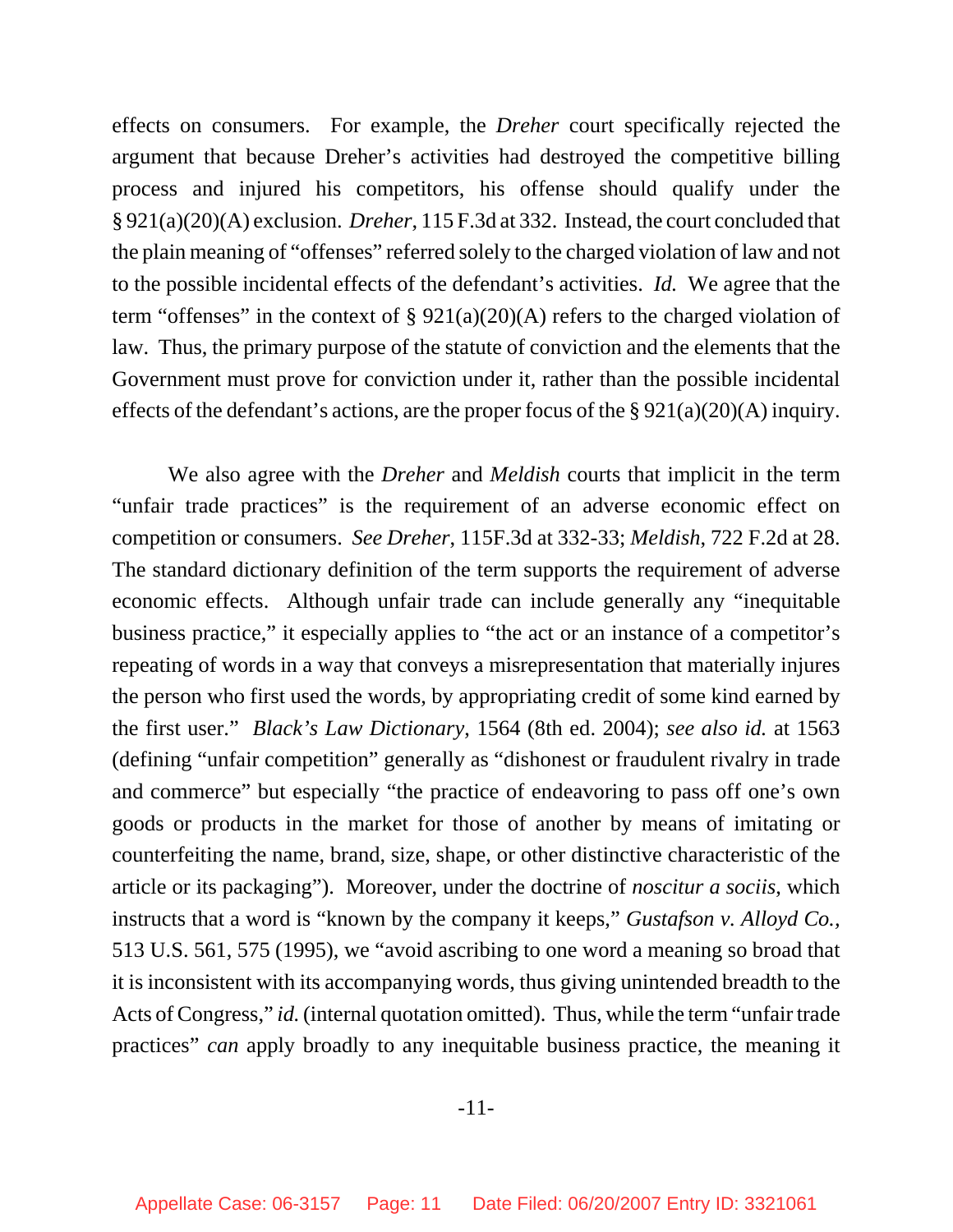effects on consumers. For example, the *Dreher* court specifically rejected the argument that because Dreher's activities had destroyed the competitive billing process and injured his competitors, his offense should qualify under the § 921(a)(20)(A) exclusion. *Dreher*, 115 F.3d at 332. Instead, the court concluded that the plain meaning of "offenses" referred solely to the charged violation of law and not to the possible incidental effects of the defendant's activities. *Id.* We agree that the term "offenses" in the context of § 921(a)(20)(A) refers to the charged violation of law. Thus, the primary purpose of the statute of conviction and the elements that the Government must prove for conviction under it, rather than the possible incidental effects of the defendant's actions, are the proper focus of the § 921(a)(20)(A) inquiry.

We also agree with the *Dreher* and *Meldish* courts that implicit in the term "unfair trade practices" is the requirement of an adverse economic effect on competition or consumers. *See Dreher*, 115F.3d at 332-33; *Meldish*, 722 F.2d at 28. The standard dictionary definition of the term supports the requirement of adverse economic effects. Although unfair trade can include generally any "inequitable business practice," it especially applies to "the act or an instance of a competitor's repeating of words in a way that conveys a misrepresentation that materially injures the person who first used the words, by appropriating credit of some kind earned by the first user." *Black's Law Dictionary*, 1564 (8th ed. 2004); *see also id.* at 1563 (defining "unfair competition" generally as "dishonest or fraudulent rivalry in trade and commerce" but especially "the practice of endeavoring to pass off one's own goods or products in the market for those of another by means of imitating or counterfeiting the name, brand, size, shape, or other distinctive characteristic of the article or its packaging"). Moreover, under the doctrine of *noscitur a sociis*, which instructs that a word is "known by the company it keeps," *Gustafson v. Alloyd Co.*, 513 U.S. 561, 575 (1995), we "avoid ascribing to one word a meaning so broad that it is inconsistent with its accompanying words, thus giving unintended breadth to the Acts of Congress," *id.* (internal quotation omitted). Thus, while the term "unfair trade practices" *can* apply broadly to any inequitable business practice, the meaning it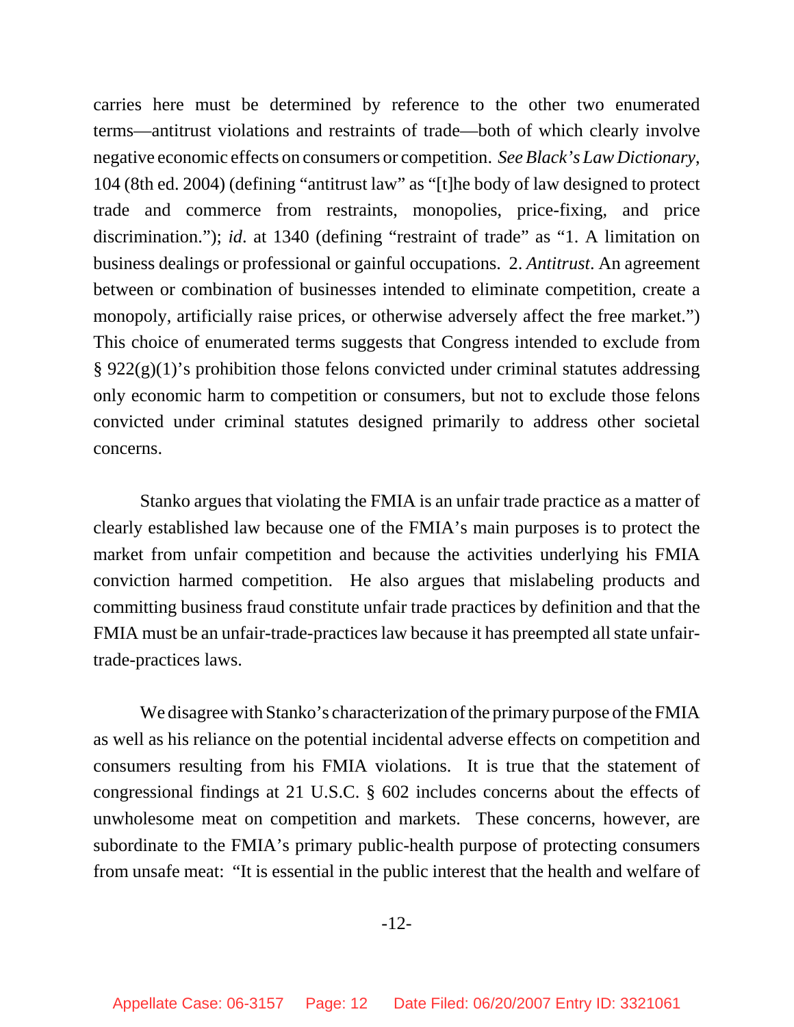carries here must be determined by reference to the other two enumerated terms—antitrust violations and restraints of trade—both of which clearly involve negative economic effects on consumers or competition. *See Black's Law Dictionary*, 104 (8th ed. 2004) (defining "antitrust law" as "[t]he body of law designed to protect trade and commerce from restraints, monopolies, price-fixing, and price discrimination."); *id*. at 1340 (defining "restraint of trade" as "1. A limitation on business dealings or professional or gainful occupations. 2. *Antitrust*. An agreement between or combination of businesses intended to eliminate competition, create a monopoly, artificially raise prices, or otherwise adversely affect the free market.") This choice of enumerated terms suggests that Congress intended to exclude from § 922(g)(1)'s prohibition those felons convicted under criminal statutes addressing only economic harm to competition or consumers, but not to exclude those felons convicted under criminal statutes designed primarily to address other societal concerns.

Stanko argues that violating the FMIA is an unfair trade practice as a matter of clearly established law because one of the FMIA's main purposes is to protect the market from unfair competition and because the activities underlying his FMIA conviction harmed competition. He also argues that mislabeling products and committing business fraud constitute unfair trade practices by definition and that the FMIA must be an unfair-trade-practices law because it has preempted all state unfair-trade-practices laws.

We disagree with Stanko's characterization of the primary purpose of the FMIA as well as his reliance on the potential incidental adverse effects on competition and consumers resulting from his FMIA violations. It is true that the statement of congressional findings at 21 U.S.C. § 602 includes concerns about the effects of unwholesome meat on competition and markets. These concerns, however, are subordinate to the FMIA's primary public-health purpose of protecting consumers from unsafe meat: "It is essential in the public interest that the health and welfare of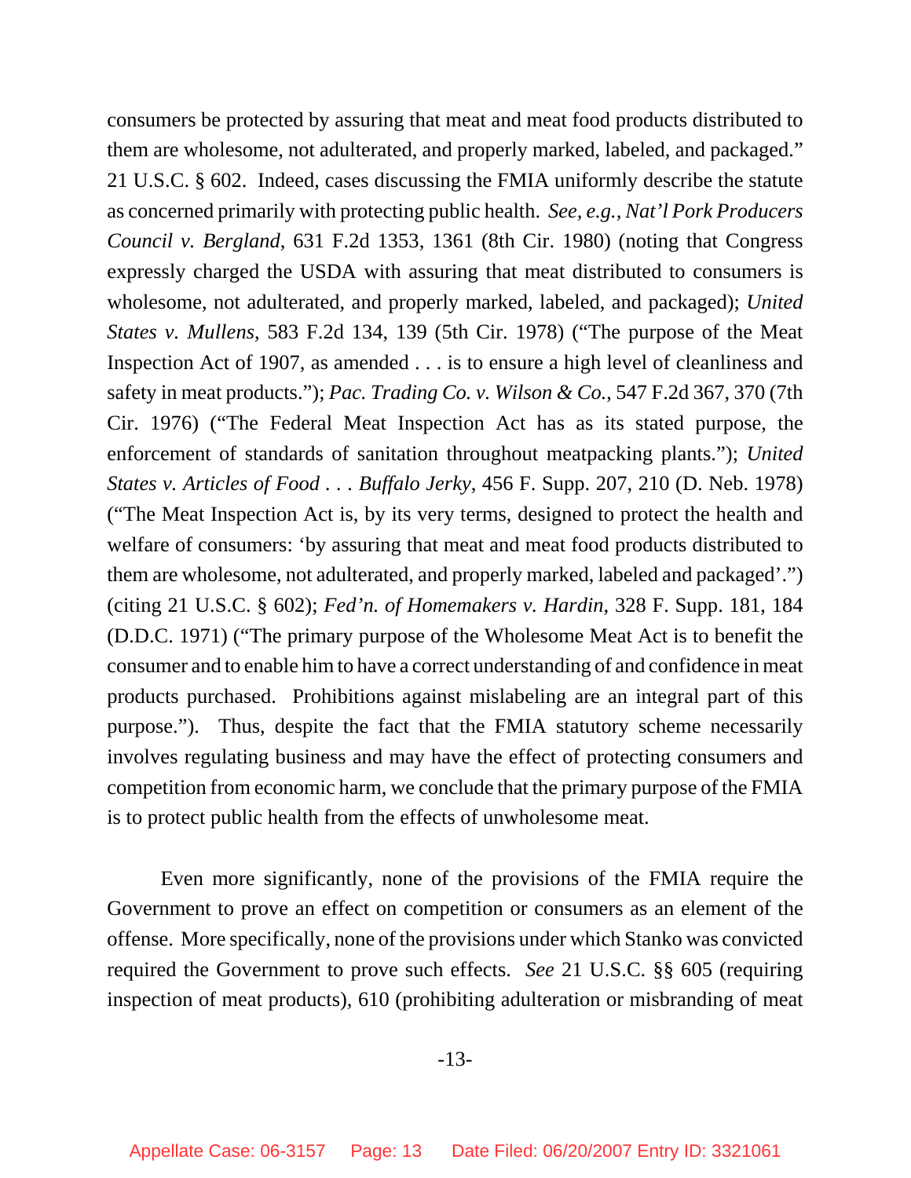consumers be protected by assuring that meat and meat food products distributed to them are wholesome, not adulterated, and properly marked, labeled, and packaged." 21 U.S.C. § 602. Indeed, cases discussing the FMIA uniformly describe the statute as concerned primarily with protecting public health. *See, e.g., Nat'l Pork Producers Council v. Bergland*, 631 F.2d 1353, 1361 (8th Cir. 1980) (noting that Congress expressly charged the USDA with assuring that meat distributed to consumers is wholesome, not adulterated, and properly marked, labeled, and packaged); *United States v. Mullens*, 583 F.2d 134, 139 (5th Cir. 1978) ("The purpose of the Meat Inspection Act of 1907, as amended . . . is to ensure a high level of cleanliness and safety in meat products."); *Pac. Trading Co. v. Wilson & Co.*, 547 F.2d 367, 370 (7th Cir. 1976) ("The Federal Meat Inspection Act has as its stated purpose, the enforcement of standards of sanitation throughout meatpacking plants."); *United States v. Articles of Food . . . Buffalo Jerky*, 456 F. Supp. 207, 210 (D. Neb. 1978) ("The Meat Inspection Act is, by its very terms, designed to protect the health and welfare of consumers: 'by assuring that meat and meat food products distributed to them are wholesome, not adulterated, and properly marked, labeled and packaged'.") (citing 21 U.S.C. § 602); *Fed'n. of Homemakers v. Hardin*, 328 F. Supp. 181, 184 (D.D.C. 1971) ("The primary purpose of the Wholesome Meat Act is to benefit the consumer and to enable him to have a correct understanding of and confidence in meat products purchased. Prohibitions against mislabeling are an integral part of this purpose."). Thus, despite the fact that the FMIA statutory scheme necessarily involves regulating business and may have the effect of protecting consumers and competition from economic harm, we conclude that the primary purpose of the FMIA is to protect public health from the effects of unwholesome meat.

Even more significantly, none of the provisions of the FMIA require the Government to prove an effect on competition or consumers as an element of the offense. More specifically, none of the provisions under which Stanko was convicted required the Government to prove such effects. *See* 21 U.S.C. §§ 605 (requiring inspection of meat products), 610 (prohibiting adulteration or misbranding of meat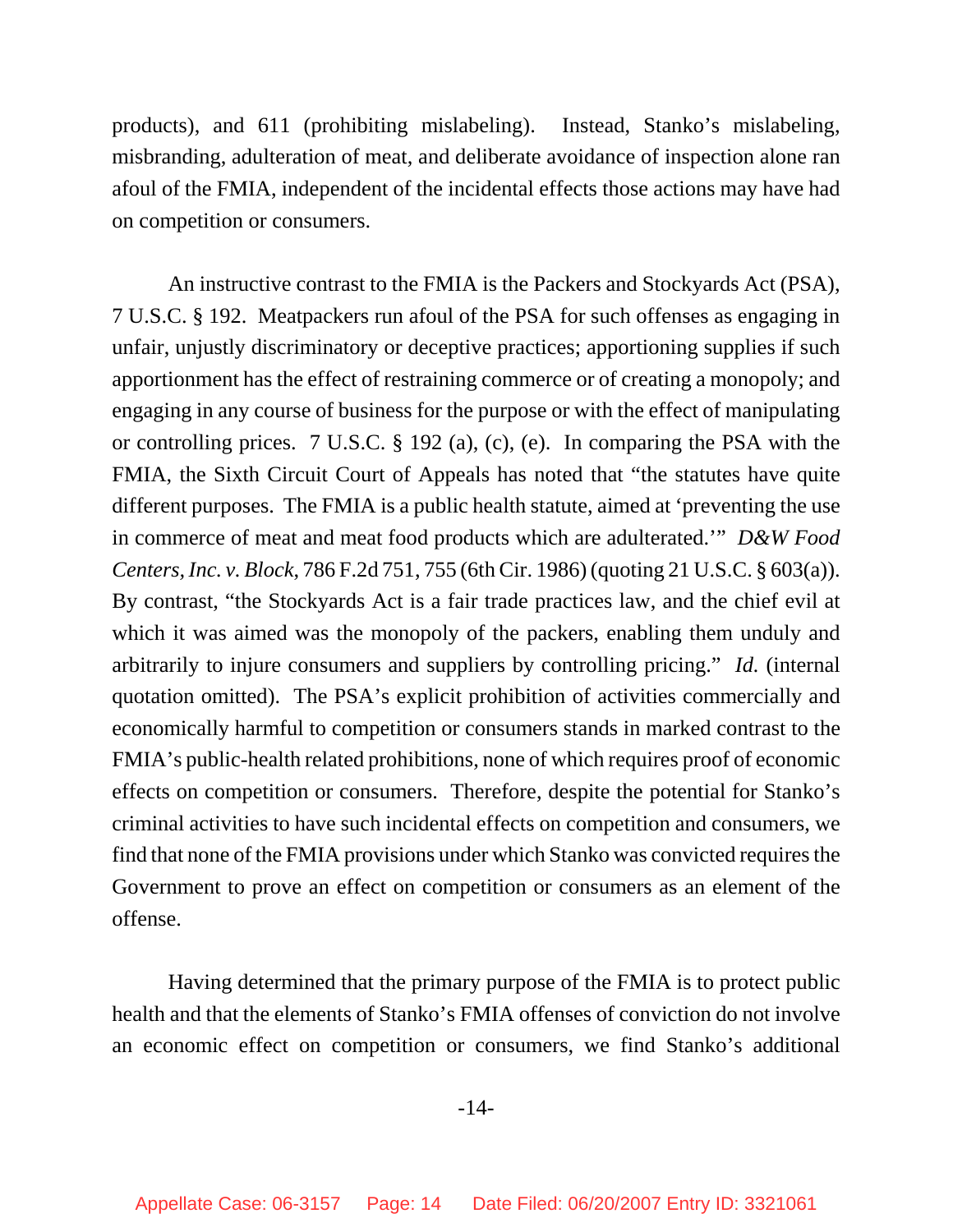products), and 611 (prohibiting mislabeling). Instead, Stanko's mislabeling, misbranding, adulteration of meat, and deliberate avoidance of inspection alone ran afoul of the FMIA, independent of the incidental effects those actions may have had on competition or consumers.

An instructive contrast to the FMIA is the Packers and Stockyards Act (PSA), 7 U.S.C. § 192. Meatpackers run afoul of the PSA for such offenses as engaging in unfair, unjustly discriminatory or deceptive practices; apportioning supplies if such apportionment has the effect of restraining commerce or of creating a monopoly; and engaging in any course of business for the purpose or with the effect of manipulating or controlling prices. 7 U.S.C. § 192 (a), (c), (e). In comparing the PSA with the FMIA, the Sixth Circuit Court of Appeals has noted that "the statutes have quite different purposes. The FMIA is a public health statute, aimed at 'preventing the use in commerce of meat and meat food products which are adulterated.'" *D&W Food Centers, Inc. v. Block*, 786 F.2d 751, 755 (6th Cir. 1986) (quoting 21 U.S.C. § 603(a)). By contrast, "the Stockyards Act is a fair trade practices law, and the chief evil at which it was aimed was the monopoly of the packers, enabling them unduly and arbitrarily to injure consumers and suppliers by controlling pricing." *Id.* (internal quotation omitted). The PSA's explicit prohibition of activities commercially and economically harmful to competition or consumers stands in marked contrast to the FMIA's public-health related prohibitions, none of which requires proof of economic effects on competition or consumers. Therefore, despite the potential for Stanko's criminal activities to have such incidental effects on competition and consumers, we find that none of the FMIA provisions under which Stanko was convicted requires the Government to prove an effect on competition or consumers as an element of the offense.

Having determined that the primary purpose of the FMIA is to protect public health and that the elements of Stanko's FMIA offenses of conviction do not involve an economic effect on competition or consumers, we find Stanko's additional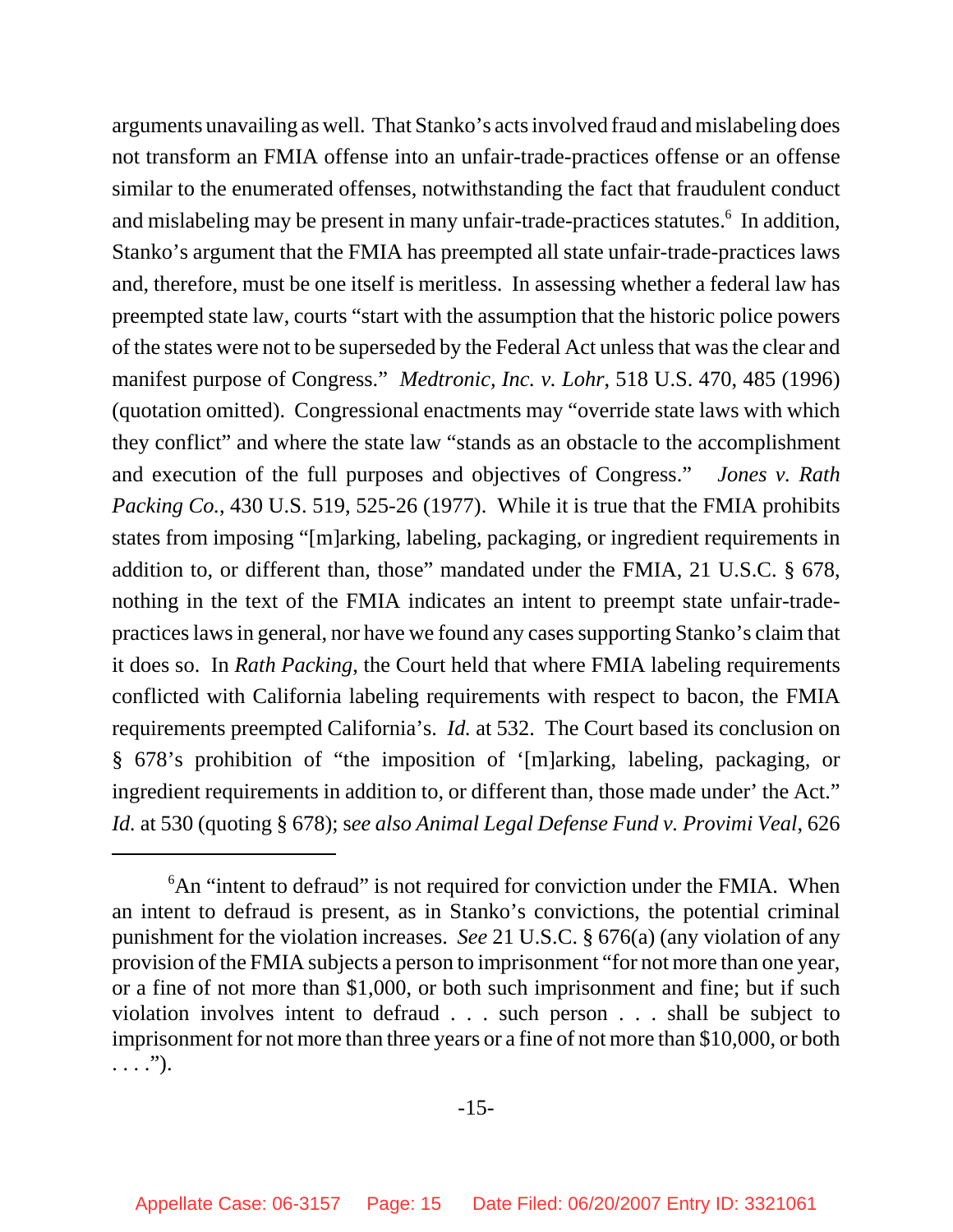arguments unavailing as well. That Stanko's acts involved fraud and mislabeling does not transform an FMIA offense into an unfair-trade-practices offense or an offense similar to the enumerated offenses, notwithstanding the fact that fraudulent conduct and mislabeling may be present in many unfair-trade-practices statutes.[6] In addition, Stanko's argument that the FMIA has preempted all state unfair-trade-practices laws and, therefore, must be one itself is meritless. In assessing whether a federal law has preempted state law, courts "start with the assumption that the historic police powers of the states were not to be superseded by the Federal Act unless that was the clear and manifest purpose of Congress." *Medtronic, Inc. v. Lohr*, 518 U.S. 470, 485 (1996) (quotation omitted). Congressional enactments may "override state laws with which they conflict" and where the state law "stands as an obstacle to the accomplishment and execution of the full purposes and objectives of Congress." *Jones v. Rath Packing Co.*, 430 U.S. 519, 525-26 (1977). While it is true that the FMIA prohibits states from imposing "[m]arking, labeling, packaging, or ingredient requirements in addition to, or different than, those" mandated under the FMIA, 21 U.S.C. § 678, nothing in the text of the FMIA indicates an intent to preempt state unfair-trade-practices laws in general, nor have we found any cases supporting Stanko's claim that it does so. In *Rath Packing*, the Court held that where FMIA labeling requirements conflicted with California labeling requirements with respect to bacon, the FMIA requirements preempted California's. *Id.* at 532. The Court based its conclusion on § 678's prohibition of "the imposition of '[m]arking, labeling, packaging, or ingredient requirements in addition to, or different than, those made under' the Act." *Id.* at 530 (quoting § 678); s*ee also Animal Legal Defense Fund v. Provimi Veal*, 626

---

[6] An "intent to defraud" is not required for conviction under the FMIA. When an intent to defraud is present, as in Stanko's convictions, the potential criminal punishment for the violation increases. *See* 21 U.S.C. § 676(a) (any violation of any provision of the FMIA subjects a person to imprisonment "for not more than one year, or a fine of not more than $1,000, or both such imprisonment and fine; but if such violation involves intent to defraud . . . such person . . . shall be subject to imprisonment for not more than three years or a fine of not more than $10,000, or both . . . .").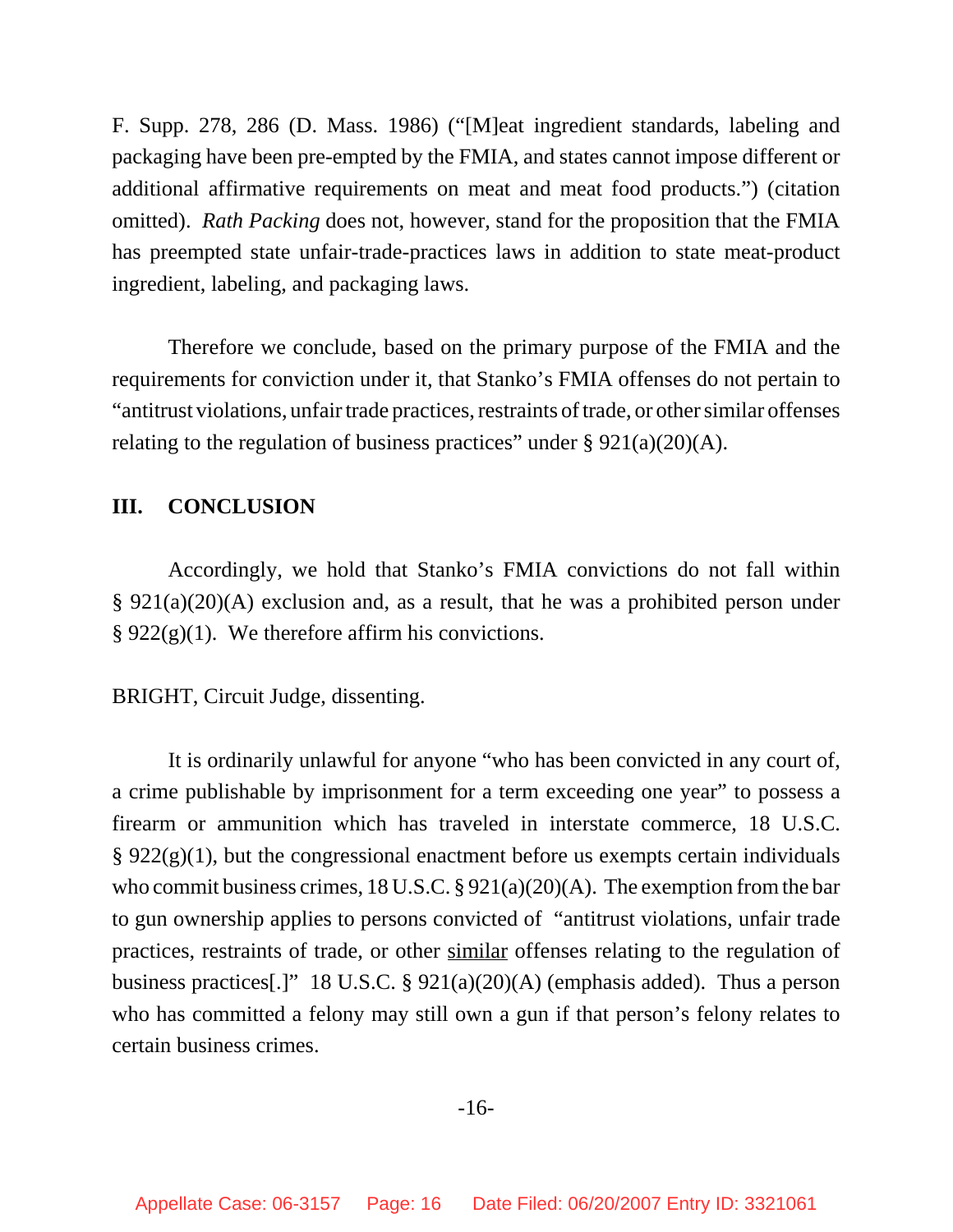F. Supp. 278, 286 (D. Mass. 1986) ("[M]eat ingredient standards, labeling and packaging have been pre-empted by the FMIA, and states cannot impose different or additional affirmative requirements on meat and meat food products.") (citation omitted). *Rath Packing* does not, however, stand for the proposition that the FMIA has preempted state unfair-trade-practices laws in addition to state meat-product ingredient, labeling, and packaging laws.

Therefore we conclude, based on the primary purpose of the FMIA and the requirements for conviction under it, that Stanko's FMIA offenses do not pertain to "antitrust violations, unfair trade practices, restraints of trade, or other similar offenses relating to the regulation of business practices" under § 921(a)(20)(A).

## III. CONCLUSION

Accordingly, we hold that Stanko's FMIA convictions do not fall within § 921(a)(20)(A) exclusion and, as a result, that he was a prohibited person under § 922(g)(1). We therefore affirm his convictions.

BRIGHT, Circuit Judge, dissenting.

It is ordinarily unlawful for anyone "who has been convicted in any court of, a crime publishable by imprisonment for a term exceeding one year" to possess a firearm or ammunition which has traveled in interstate commerce, 18 U.S.C. § 922(g)(1), but the congressional enactment before us exempts certain individuals who commit business crimes, 18 U.S.C. § 921(a)(20)(A). The exemption from the bar to gun ownership applies to persons convicted of "antitrust violations, unfair trade practices, restraints of trade, or other <u>similar</u> offenses relating to the regulation of business practices[.]" 18 U.S.C. § 921(a)(20)(A) (emphasis added). Thus a person who has committed a felony may still own a gun if that person's felony relates to certain business crimes.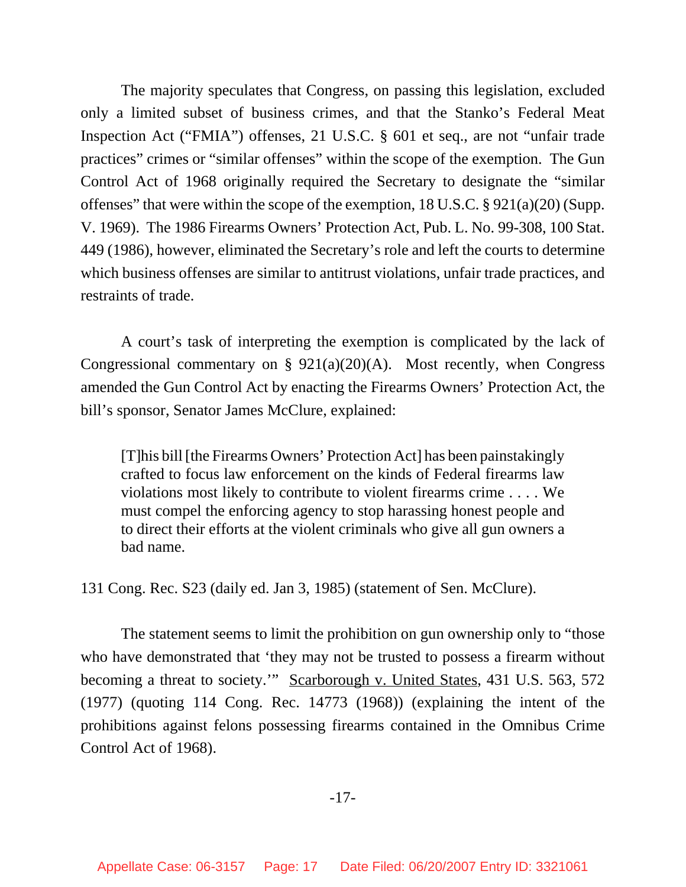The majority speculates that Congress, on passing this legislation, excluded only a limited subset of business crimes, and that the Stanko's Federal Meat Inspection Act ("FMIA") offenses, 21 U.S.C. § 601 et seq., are not "unfair trade practices" crimes or "similar offenses" within the scope of the exemption. The Gun Control Act of 1968 originally required the Secretary to designate the "similar offenses" that were within the scope of the exemption, 18 U.S.C. § 921(a)(20) (Supp. V. 1969). The 1986 Firearms Owners' Protection Act, Pub. L. No. 99-308, 100 Stat. 449 (1986), however, eliminated the Secretary's role and left the courts to determine which business offenses are similar to antitrust violations, unfair trade practices, and restraints of trade.

A court's task of interpreting the exemption is complicated by the lack of Congressional commentary on § 921(a)(20)(A). Most recently, when Congress amended the Gun Control Act by enacting the Firearms Owners' Protection Act, the bill's sponsor, Senator James McClure, explained:

> [T]his bill [the Firearms Owners' Protection Act] has been painstakingly crafted to focus law enforcement on the kinds of Federal firearms law violations most likely to contribute to violent firearms crime . . . . We must compel the enforcing agency to stop harassing honest people and to direct their efforts at the violent criminals who give all gun owners a bad name.

131 Cong. Rec. S23 (daily ed. Jan 3, 1985) (statement of Sen. McClure).

The statement seems to limit the prohibition on gun ownership only to "those who have demonstrated that 'they may not be trusted to possess a firearm without becoming a threat to society.'" Scarborough v. United States, 431 U.S. 563, 572 (1977) (quoting 114 Cong. Rec. 14773 (1968)) (explaining the intent of the prohibitions against felons possessing firearms contained in the Omnibus Crime Control Act of 1968).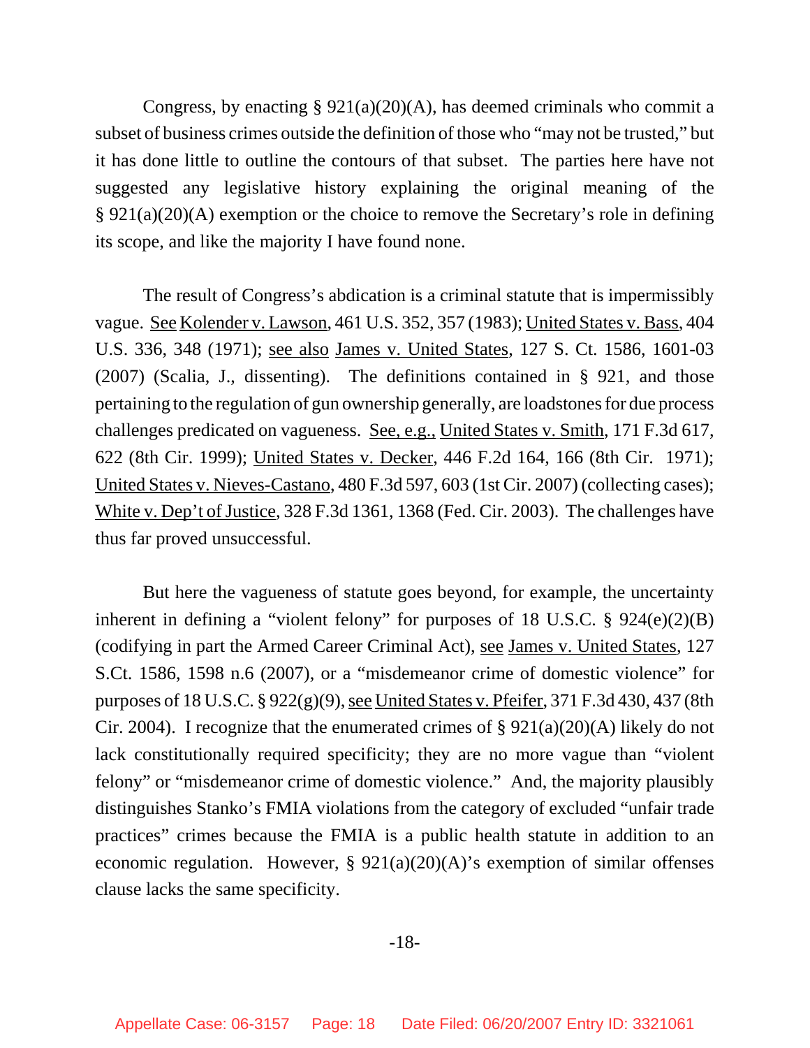Congress, by enacting § 921(a)(20)(A), has deemed criminals who commit a subset of business crimes outside the definition of those who "may not be trusted," but it has done little to outline the contours of that subset. The parties here have not suggested any legislative history explaining the original meaning of the § 921(a)(20)(A) exemption or the choice to remove the Secretary's role in defining its scope, and like the majority I have found none.

The result of Congress's abdication is a criminal statute that is impermissibly vague. See Kolender v. Lawson, 461 U.S. 352, 357 (1983); United States v. Bass, 404 U.S. 336, 348 (1971); see also James v. United States, 127 S. Ct. 1586, 1601-03 (2007) (Scalia, J., dissenting). The definitions contained in § 921, and those pertaining to the regulation of gun ownership generally, are loadstones for due process challenges predicated on vagueness. See, e.g., United States v. Smith, 171 F.3d 617, 622 (8th Cir. 1999); United States v. Decker, 446 F.2d 164, 166 (8th Cir. 1971); United States v. Nieves-Castano, 480 F.3d 597, 603 (1st Cir. 2007) (collecting cases); White v. Dep't of Justice, 328 F.3d 1361, 1368 (Fed. Cir. 2003). The challenges have thus far proved unsuccessful.

But here the vagueness of statute goes beyond, for example, the uncertainty inherent in defining a "violent felony" for purposes of 18 U.S.C. § 924(e)(2)(B) (codifying in part the Armed Career Criminal Act), see James v. United States, 127 S.Ct. 1586, 1598 n.6 (2007), or a "misdemeanor crime of domestic violence" for purposes of 18 U.S.C. § 922(g)(9), see United States v. Pfeifer, 371 F.3d 430, 437 (8th Cir. 2004). I recognize that the enumerated crimes of § 921(a)(20)(A) likely do not lack constitutionally required specificity; they are no more vague than "violent felony" or "misdemeanor crime of domestic violence." And, the majority plausibly distinguishes Stanko's FMIA violations from the category of excluded "unfair trade practices" crimes because the FMIA is a public health statute in addition to an economic regulation. However, § 921(a)(20)(A)'s exemption of similar offenses clause lacks the same specificity.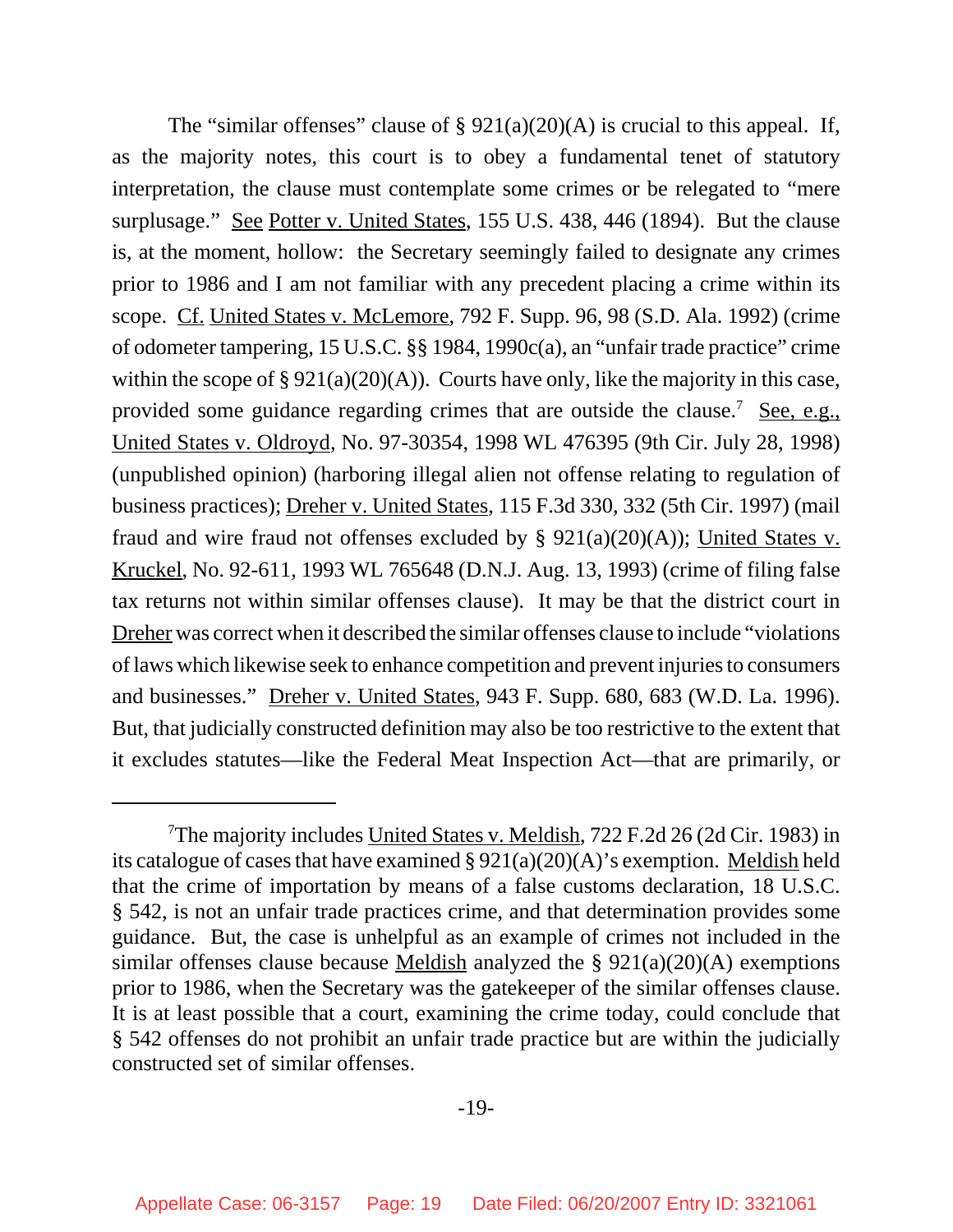The "similar offenses" clause of § 921(a)(20)(A) is crucial to this appeal. If, as the majority notes, this court is to obey a fundamental tenet of statutory interpretation, the clause must contemplate some crimes or be relegated to "mere surplusage." See Potter v. United States, 155 U.S. 438, 446 (1894). But the clause is, at the moment, hollow: the Secretary seemingly failed to designate any crimes prior to 1986 and I am not familiar with any precedent placing a crime within its scope. Cf. United States v. McLemore, 792 F. Supp. 96, 98 (S.D. Ala. 1992) (crime of odometer tampering, 15 U.S.C. §§ 1984, 1990c(a), an "unfair trade practice" crime within the scope of § 921(a)(20)(A)). Courts have only, like the majority in this case, provided some guidance regarding crimes that are outside the clause.[7] See, e.g., United States v. Oldroyd, No. 97-30354, 1998 WL 476395 (9th Cir. July 28, 1998) (unpublished opinion) (harboring illegal alien not offense relating to regulation of business practices); Dreher v. United States, 115 F.3d 330, 332 (5th Cir. 1997) (mail fraud and wire fraud not offenses excluded by § 921(a)(20)(A)); United States v. Kruckel, No. 92-611, 1993 WL 765648 (D.N.J. Aug. 13, 1993) (crime of filing false tax returns not within similar offenses clause). It may be that the district court in Dreher was correct when it described the similar offenses clause to include "violations of laws which likewise seek to enhance competition and prevent injuries to consumers and businesses." Dreher v. United States, 943 F. Supp. 680, 683 (W.D. La. 1996). But, that judicially constructed definition may also be too restrictive to the extent that it excludes statutes—like the Federal Meat Inspection Act—that are primarily, or

---

[7] The majority includes United States v. Meldish, 722 F.2d 26 (2d Cir. 1983) in its catalogue of cases that have examined § 921(a)(20)(A)'s exemption. Meldish held that the crime of importation by means of a false customs declaration, 18 U.S.C. § 542, is not an unfair trade practices crime, and that determination provides some guidance. But, the case is unhelpful as an example of crimes not included in the similar offenses clause because Meldish analyzed the § 921(a)(20)(A) exemptions prior to 1986, when the Secretary was the gatekeeper of the similar offenses clause. It is at least possible that a court, examining the crime today, could conclude that § 542 offenses do not prohibit an unfair trade practice but are within the judicially constructed set of similar offenses.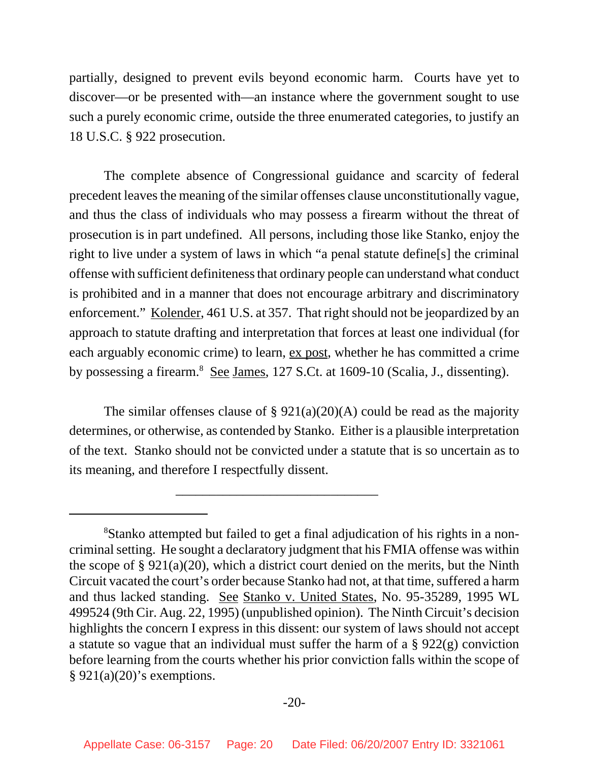partially, designed to prevent evils beyond economic harm. Courts have yet to discover—or be presented with—an instance where the government sought to use such a purely economic crime, outside the three enumerated categories, to justify an 18 U.S.C. § 922 prosecution.

The complete absence of Congressional guidance and scarcity of federal precedent leaves the meaning of the similar offenses clause unconstitutionally vague, and thus the class of individuals who may possess a firearm without the threat of prosecution is in part undefined. All persons, including those like Stanko, enjoy the right to live under a system of laws in which "a penal statute define[s] the criminal offense with sufficient definiteness that ordinary people can understand what conduct is prohibited and in a manner that does not encourage arbitrary and discriminatory enforcement." Kolender, 461 U.S. at 357. That right should not be jeopardized by an approach to statute drafting and interpretation that forces at least one individual (for each arguably economic crime) to learn, ex post, whether he has committed a crime by possessing a firearm.[8] See James, 127 S.Ct. at 1609-10 (Scalia, J., dissenting).

The similar offenses clause of § 921(a)(20)(A) could be read as the majority determines, or otherwise, as contended by Stanko. Either is a plausible interpretation of the text. Stanko should not be convicted under a statute that is so uncertain as to its meaning, and therefore I respectfully dissent.

---

[8] Stanko attempted but failed to get a final adjudication of his rights in a non-criminal setting. He sought a declaratory judgment that his FMIA offense was within the scope of § 921(a)(20), which a district court denied on the merits, but the Ninth Circuit vacated the court's order because Stanko had not, at that time, suffered a harm and thus lacked standing. See Stanko v. United States, No. 95-35289, 1995 WL 499524 (9th Cir. Aug. 22, 1995) (unpublished opinion). The Ninth Circuit's decision highlights the concern I express in this dissent: our system of laws should not accept a statute so vague that an individual must suffer the harm of a § 922(g) conviction before learning from the courts whether his prior conviction falls within the scope of § 921(a)(20)'s exemptions.